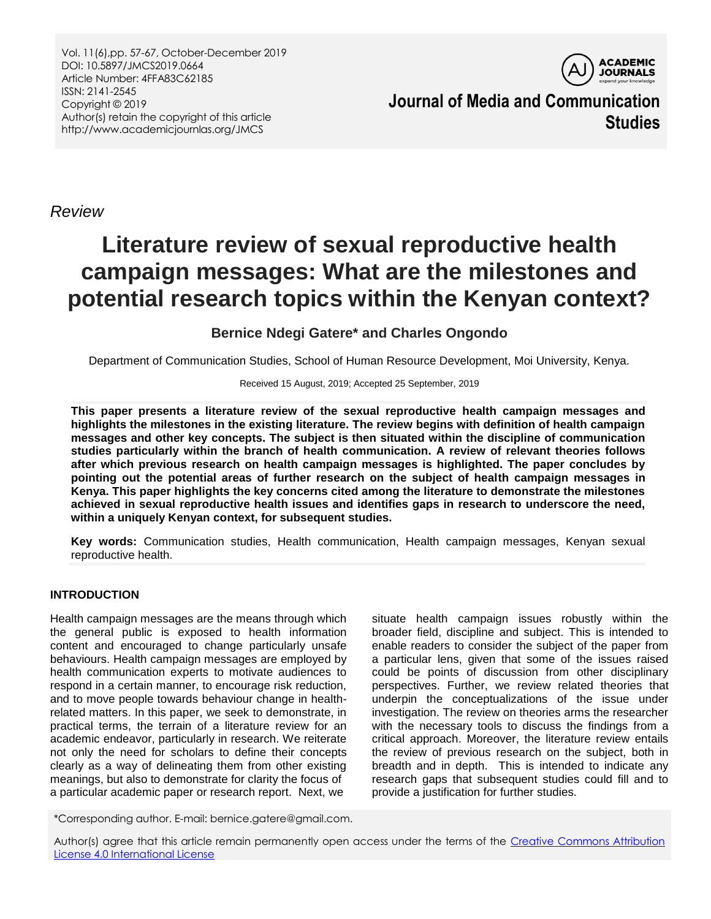*Review*

# Literature review of sexual reproductive health campaign messages: What are the milestones and potential research topics within the Kenyan context?

**Bernice Ndegi Gatere\* and Charles Ongondo**

Department of Communication Studies, School of Human Resource Development, Moi University, Kenya.

Received 15 August, 2019; Accepted 25 September, 2019

**This paper presents a literature review of the sexual reproductive health campaign messages and highlights the milestones in the existing literature. The review begins with definition of health campaign messages and other key concepts. The subject is then situated within the discipline of communication studies particularly within the branch of health communication. A review of relevant theories follows after which previous research on health campaign messages is highlighted. The paper concludes by pointing out the potential areas of further research on the subject of health campaign messages in Kenya. This paper highlights the key concerns cited among the literature to demonstrate the milestones achieved in sexual reproductive health issues and identifies gaps in research to underscore the need, within a uniquely Kenyan context, for subsequent studies.**

**Key words:** Communication studies, Health communication, Health campaign messages, Kenyan sexual reproductive health.

## INTRODUCTION

Health campaign messages are the means through which the general public is exposed to health information content and encouraged to change particularly unsafe behaviours. Health campaign messages are employed by health communication experts to motivate audiences to respond in a certain manner, to encourage risk reduction, and to move people towards behaviour change in health-related matters. In this paper, we seek to demonstrate, in practical terms, the terrain of a literature review for an academic endeavor, particularly in research. We reiterate not only the need for scholars to define their concepts clearly as a way of delineating them from other existing meanings, but also to demonstrate for clarity the focus of a particular academic paper or research report. Next, we situate health campaign issues robustly within the broader field, discipline and subject. This is intended to enable readers to consider the subject of the paper from a particular lens, given that some of the issues raised could be points of discussion from other disciplinary perspectives. Further, we review related theories that underpin the conceptualizations of the issue under investigation. The review on theories arms the researcher with the necessary tools to discuss the findings from a critical approach. Moreover, the literature review entails the review of previous research on the subject, both in breadth and in depth. This is intended to indicate any research gaps that subsequent studies could fill and to provide a justification for further studies.

\*Corresponding author. E-mail: bernice.gatere@gmail.com.

Author(s) agree that this article remain permanently open access under the terms of the Creative Commons Attribution License 4.0 International License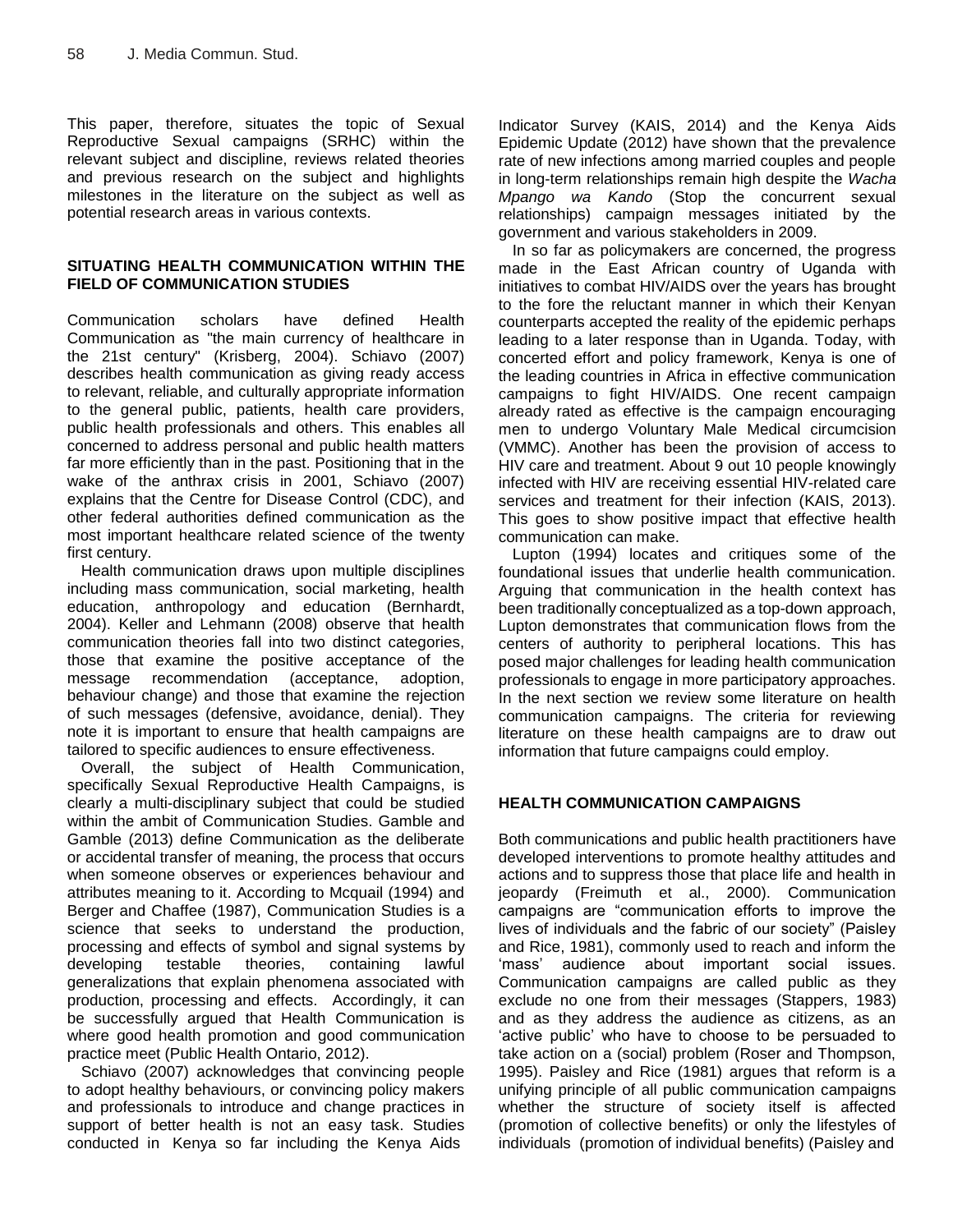This paper, therefore, situates the topic of Sexual Reproductive Sexual campaigns (SRHC) within the relevant subject and discipline, reviews related theories and previous research on the subject and highlights milestones in the literature on the subject as well as potential research areas in various contexts.

## SITUATING HEALTH COMMUNICATION WITHIN THE FIELD OF COMMUNICATION STUDIES

Communication scholars have defined Health Communication as "the main currency of healthcare in the 21st century" (Krisberg, 2004). Schiavo (2007) describes health communication as giving ready access to relevant, reliable, and culturally appropriate information to the general public, patients, health care providers, public health professionals and others. This enables all concerned to address personal and public health matters far more efficiently than in the past. Positioning that in the wake of the anthrax crisis in 2001, Schiavo (2007) explains that the Centre for Disease Control (CDC), and other federal authorities defined communication as the most important healthcare related science of the twenty first century.

Health communication draws upon multiple disciplines including mass communication, social marketing, health education, anthropology and education (Bernhardt, 2004). Keller and Lehmann (2008) observe that health communication theories fall into two distinct categories, those that examine the positive acceptance of the message recommendation (acceptance, adoption, behaviour change) and those that examine the rejection of such messages (defensive, avoidance, denial). They note it is important to ensure that health campaigns are tailored to specific audiences to ensure effectiveness.

Overall, the subject of Health Communication, specifically Sexual Reproductive Health Campaigns, is clearly a multi-disciplinary subject that could be studied within the ambit of Communication Studies. Gamble and Gamble (2013) define Communication as the deliberate or accidental transfer of meaning, the process that occurs when someone observes or experiences behaviour and attributes meaning to it. According to Mcquail (1994) and Berger and Chaffee (1987), Communication Studies is a science that seeks to understand the production, processing and effects of symbol and signal systems by developing testable theories, containing lawful generalizations that explain phenomena associated with production, processing and effects. Accordingly, it can be successfully argued that Health Communication is where good health promotion and good communication practice meet (Public Health Ontario, 2012).

Schiavo (2007) acknowledges that convincing people to adopt healthy behaviours, or convincing policy makers and professionals to introduce and change practices in support of better health is not an easy task. Studies conducted in Kenya so far including the Kenya Aids Indicator Survey (KAIS, 2014) and the Kenya Aids Epidemic Update (2012) have shown that the prevalence rate of new infections among married couples and people in long-term relationships remain high despite the *Wacha Mpango wa Kando* (Stop the concurrent sexual relationships) campaign messages initiated by the government and various stakeholders in 2009.

In so far as policymakers are concerned, the progress made in the East African country of Uganda with initiatives to combat HIV/AIDS over the years has brought to the fore the reluctant manner in which their Kenyan counterparts accepted the reality of the epidemic perhaps leading to a later response than in Uganda. Today, with concerted effort and policy framework, Kenya is one of the leading countries in Africa in effective communication campaigns to fight HIV/AIDS. One recent campaign already rated as effective is the campaign encouraging men to undergo Voluntary Male Medical circumcision (VMMC). Another has been the provision of access to HIV care and treatment. About 9 out 10 people knowingly infected with HIV are receiving essential HIV-related care services and treatment for their infection (KAIS, 2013). This goes to show positive impact that effective health communication can make.

Lupton (1994) locates and critiques some of the foundational issues that underlie health communication. Arguing that communication in the health context has been traditionally conceptualized as a top-down approach, Lupton demonstrates that communication flows from the centers of authority to peripheral locations. This has posed major challenges for leading health communication professionals to engage in more participatory approaches. In the next section we review some literature on health communication campaigns. The criteria for reviewing literature on these health campaigns are to draw out information that future campaigns could employ.

## HEALTH COMMUNICATION CAMPAIGNS

Both communications and public health practitioners have developed interventions to promote healthy attitudes and actions and to suppress those that place life and health in jeopardy (Freimuth et al., 2000). Communication campaigns are "communication efforts to improve the lives of individuals and the fabric of our society" (Paisley and Rice, 1981), commonly used to reach and inform the 'mass' audience about important social issues. Communication campaigns are called public as they exclude no one from their messages (Stappers, 1983) and as they address the audience as citizens, as an 'active public' who have to choose to be persuaded to take action on a (social) problem (Roser and Thompson, 1995). Paisley and Rice (1981) argues that reform is a unifying principle of all public communication campaigns whether the structure of society itself is affected (promotion of collective benefits) or only the lifestyles of individuals (promotion of individual benefits) (Paisley and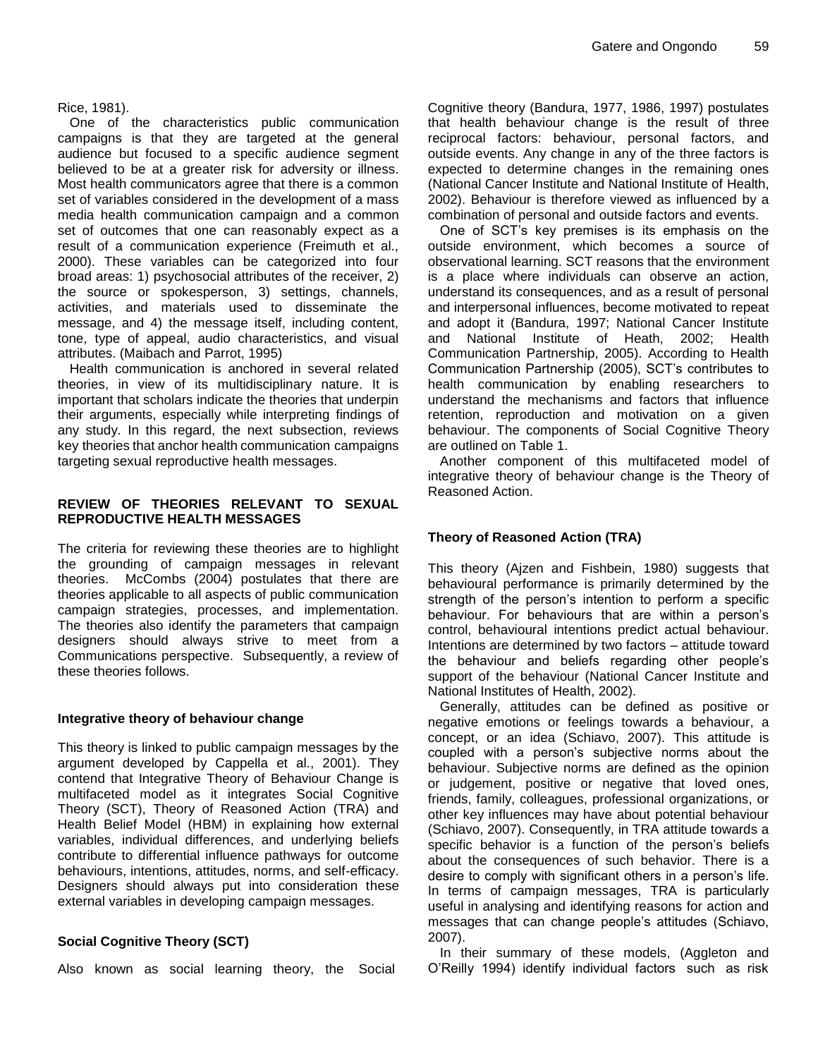Rice, 1981).

One of the characteristics public communication campaigns is that they are targeted at the general audience but focused to a specific audience segment believed to be at a greater risk for adversity or illness. Most health communicators agree that there is a common set of variables considered in the development of a mass media health communication campaign and a common set of outcomes that one can reasonably expect as a result of a communication experience (Freimuth et al., 2000). These variables can be categorized into four broad areas: 1) psychosocial attributes of the receiver, 2) the source or spokesperson, 3) settings, channels, activities, and materials used to disseminate the message, and 4) the message itself, including content, tone, type of appeal, audio characteristics, and visual attributes. (Maibach and Parrot, 1995)

Health communication is anchored in several related theories, in view of its multidisciplinary nature. It is important that scholars indicate the theories that underpin their arguments, especially while interpreting findings of any study. In this regard, the next subsection, reviews key theories that anchor health communication campaigns targeting sexual reproductive health messages.

## REVIEW OF THEORIES RELEVANT TO SEXUAL REPRODUCTIVE HEALTH MESSAGES

The criteria for reviewing these theories are to highlight the grounding of campaign messages in relevant theories. McCombs (2004) postulates that there are theories applicable to all aspects of public communication campaign strategies, processes, and implementation. The theories also identify the parameters that campaign designers should always strive to meet from a Communications perspective. Subsequently, a review of these theories follows.

### Integrative theory of behaviour change

This theory is linked to public campaign messages by the argument developed by Cappella et al., 2001). They contend that Integrative Theory of Behaviour Change is multifaceted model as it integrates Social Cognitive Theory (SCT), Theory of Reasoned Action (TRA) and Health Belief Model (HBM) in explaining how external variables, individual differences, and underlying beliefs contribute to differential influence pathways for outcome behaviours, intentions, attitudes, norms, and self-efficacy. Designers should always put into consideration these external variables in developing campaign messages.

### Social Cognitive Theory (SCT)

Also known as social learning theory, the Social Cognitive theory (Bandura, 1977, 1986, 1997) postulates that health behaviour change is the result of three reciprocal factors: behaviour, personal factors, and outside events. Any change in any of the three factors is expected to determine changes in the remaining ones (National Cancer Institute and National Institute of Health, 2002). Behaviour is therefore viewed as influenced by a combination of personal and outside factors and events.

One of SCT's key premises is its emphasis on the outside environment, which becomes a source of observational learning. SCT reasons that the environment is a place where individuals can observe an action, understand its consequences, and as a result of personal and interpersonal influences, become motivated to repeat and adopt it (Bandura, 1997; National Cancer Institute and National Institute of Heath, 2002; Health Communication Partnership, 2005). According to Health Communication Partnership (2005), SCT's contributes to health communication by enabling researchers to understand the mechanisms and factors that influence retention, reproduction and motivation on a given behaviour. The components of Social Cognitive Theory are outlined on Table 1.

Another component of this multifaceted model of integrative theory of behaviour change is the Theory of Reasoned Action.

### Theory of Reasoned Action (TRA)

This theory (Ajzen and Fishbein, 1980) suggests that behavioural performance is primarily determined by the strength of the person's intention to perform a specific behaviour. For behaviours that are within a person's control, behavioural intentions predict actual behaviour. Intentions are determined by two factors – attitude toward the behaviour and beliefs regarding other people's support of the behaviour (National Cancer Institute and National Institutes of Health, 2002).

Generally, attitudes can be defined as positive or negative emotions or feelings towards a behaviour, a concept, or an idea (Schiavo, 2007). This attitude is coupled with a person's subjective norms about the behaviour. Subjective norms are defined as the opinion or judgement, positive or negative that loved ones, friends, family, colleagues, professional organizations, or other key influences may have about potential behaviour (Schiavo, 2007). Consequently, in TRA attitude towards a specific behavior is a function of the person's beliefs about the consequences of such behavior. There is a desire to comply with significant others in a person's life. In terms of campaign messages, TRA is particularly useful in analysing and identifying reasons for action and messages that can change people's attitudes (Schiavo, 2007).

In their summary of these models, (Aggleton and O'Reilly 1994) identify individual factors such as risk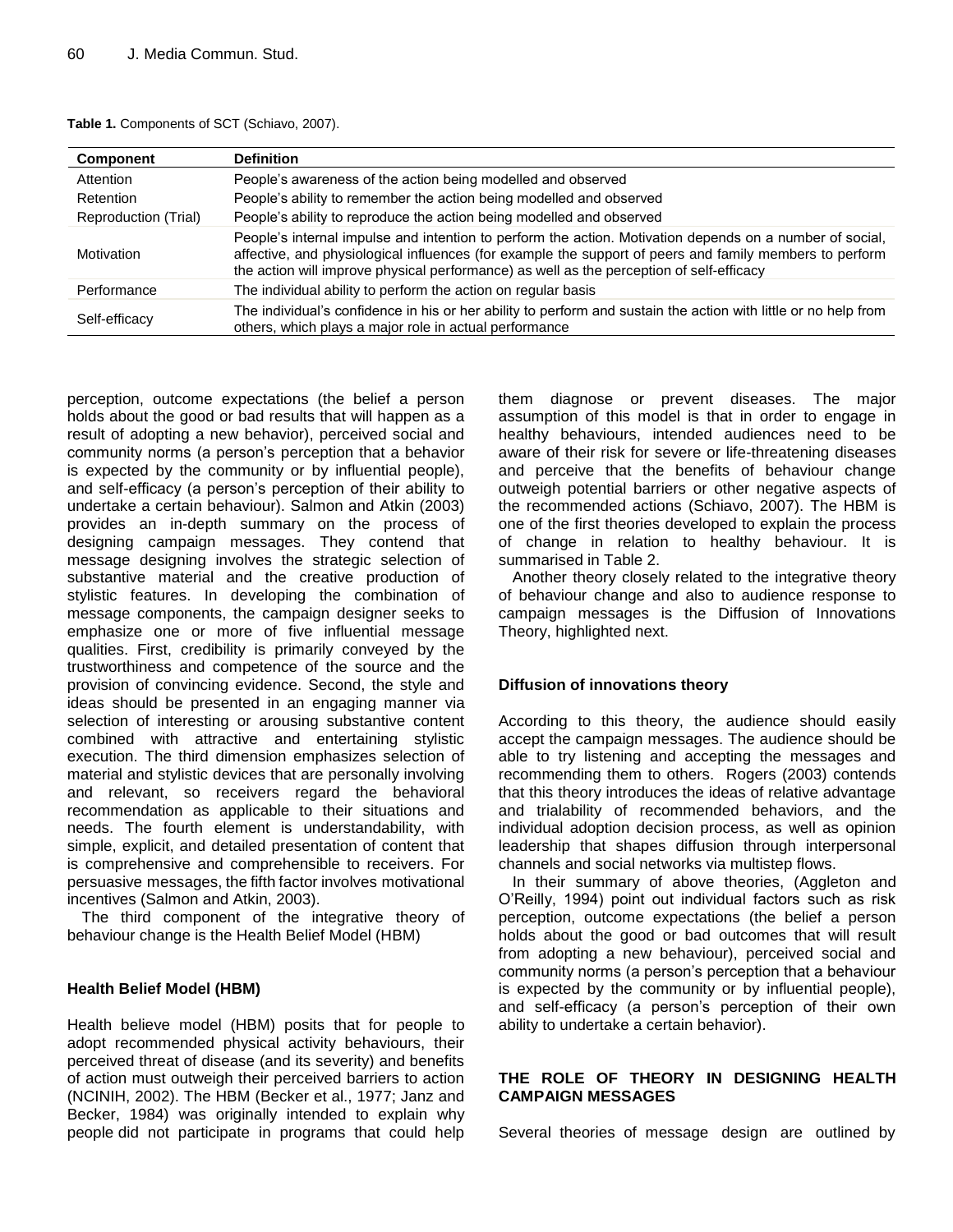**Table 1.** Components of SCT (Schiavo, 2007).

| Component | Definition |
|---|---|
| Attention | People's awareness of the action being modelled and observed |
| Retention | People's ability to remember the action being modelled and observed |
| Reproduction (Trial) | People's ability to reproduce the action being modelled and observed |
| Motivation | People's internal impulse and intention to perform the action. Motivation depends on a number of social, affective, and physiological influences (for example the support of peers and family members to perform the action will improve physical performance) as well as the perception of self-efficacy |
| Performance | The individual ability to perform the action on regular basis |
| Self-efficacy | The individual's confidence in his or her ability to perform and sustain the action with little or no help from others, which plays a major role in actual performance |

perception, outcome expectations (the belief a person holds about the good or bad results that will happen as a result of adopting a new behavior), perceived social and community norms (a person's perception that a behavior is expected by the community or by influential people), and self-efficacy (a person's perception of their ability to undertake a certain behaviour). Salmon and Atkin (2003) provides an in-depth summary on the process of designing campaign messages. They contend that message designing involves the strategic selection of substantive material and the creative production of stylistic features. In developing the combination of message components, the campaign designer seeks to emphasize one or more of five influential message qualities. First, credibility is primarily conveyed by the trustworthiness and competence of the source and the provision of convincing evidence. Second, the style and ideas should be presented in an engaging manner via selection of interesting or arousing substantive content combined with attractive and entertaining stylistic execution. The third dimension emphasizes selection of material and stylistic devices that are personally involving and relevant, so receivers regard the behavioral recommendation as applicable to their situations and needs. The fourth element is understandability, with simple, explicit, and detailed presentation of content that is comprehensive and comprehensible to receivers. For persuasive messages, the fifth factor involves motivational incentives (Salmon and Atkin, 2003).

The third component of the integrative theory of behaviour change is the Health Belief Model (HBM)

### Health Belief Model (HBM)

Health believe model (HBM) posits that for people to adopt recommended physical activity behaviours, their perceived threat of disease (and its severity) and benefits of action must outweigh their perceived barriers to action (NCINIH, 2002). The HBM (Becker et al., 1977; Janz and Becker, 1984) was originally intended to explain why people did not participate in programs that could help them diagnose or prevent diseases. The major assumption of this model is that in order to engage in healthy behaviours, intended audiences need to be aware of their risk for severe or life-threatening diseases and perceive that the benefits of behaviour change outweigh potential barriers or other negative aspects of the recommended actions (Schiavo, 2007). The HBM is one of the first theories developed to explain the process of change in relation to healthy behaviour. It is summarised in Table 2.

Another theory closely related to the integrative theory of behaviour change and also to audience response to campaign messages is the Diffusion of Innovations Theory, highlighted next.

### Diffusion of innovations theory

According to this theory, the audience should easily accept the campaign messages. The audience should be able to try listening and accepting the messages and recommending them to others. Rogers (2003) contends that this theory introduces the ideas of relative advantage and trialability of recommended behaviors, and the individual adoption decision process, as well as opinion leadership that shapes diffusion through interpersonal channels and social networks via multistep flows.

In their summary of above theories, (Aggleton and O'Reilly, 1994) point out individual factors such as risk perception, outcome expectations (the belief a person holds about the good or bad outcomes that will result from adopting a new behaviour), perceived social and community norms (a person's perception that a behaviour is expected by the community or by influential people), and self-efficacy (a person's perception of their own ability to undertake a certain behavior).

## THE ROLE OF THEORY IN DESIGNING HEALTH CAMPAIGN MESSAGES

Several theories of message design are outlined by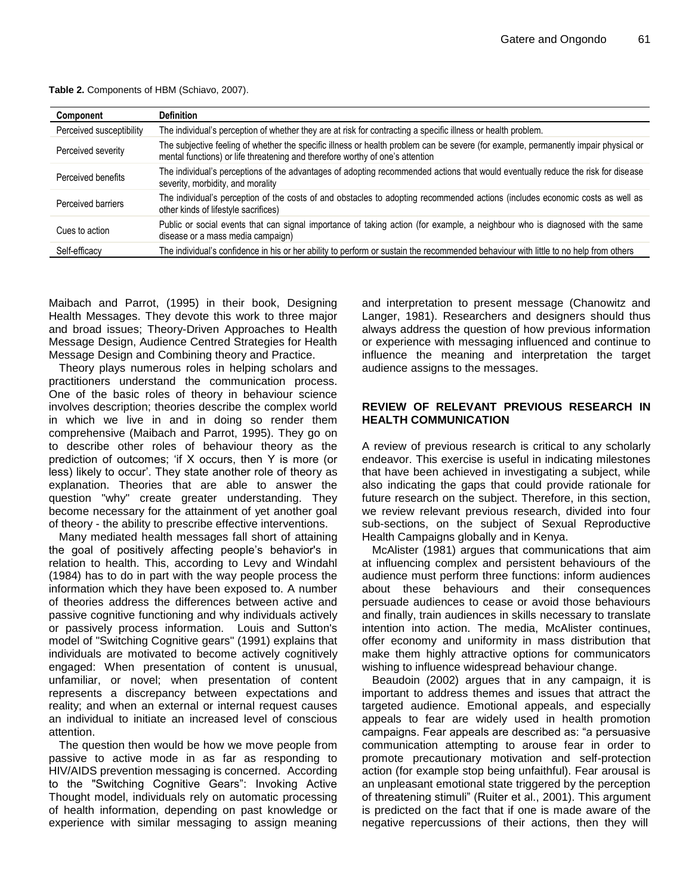**Table 2.** Components of HBM (Schiavo, 2007).

| Component | Definition |
|---|---|
| Perceived susceptibility | The individual's perception of whether they are at risk for contracting a specific illness or health problem. |
| Perceived severity | The subjective feeling of whether the specific illness or health problem can be severe (for example, permanently impair physical or mental functions) or life threatening and therefore worthy of one's attention |
| Perceived benefits | The individual's perceptions of the advantages of adopting recommended actions that would eventually reduce the risk for disease severity, morbidity, and morality |
| Perceived barriers | The individual's perception of the costs of and obstacles to adopting recommended actions (includes economic costs as well as other kinds of lifestyle sacrifices) |
| Cues to action | Public or social events that can signal importance of taking action (for example, a neighbour who is diagnosed with the same disease or a mass media campaign) |
| Self-efficacy | The individual's confidence in his or her ability to perform or sustain the recommended behaviour with little to no help from others |

Maibach and Parrot, (1995) in their book, Designing Health Messages. They devote this work to three major and broad issues; Theory-Driven Approaches to Health Message Design, Audience Centred Strategies for Health Message Design and Combining theory and Practice.

Theory plays numerous roles in helping scholars and practitioners understand the communication process. One of the basic roles of theory in behaviour science involves description; theories describe the complex world in which we live in and in doing so render them comprehensive (Maibach and Parrot, 1995). They go on to describe other roles of behaviour theory as the prediction of outcomes; 'if X occurs, then Y is more (or less) likely to occur'. They state another role of theory as explanation. Theories that are able to answer the question "why" create greater understanding. They become necessary for the attainment of yet another goal of theory - the ability to prescribe effective interventions.

Many mediated health messages fall short of attaining the goal of positively affecting people's behavior's in relation to health. This, according to Levy and Windahl (1984) has to do in part with the way people process the information which they have been exposed to. A number of theories address the differences between active and passive cognitive functioning and why individuals actively or passively process information. Louis and Sutton's model of "Switching Cognitive gears" (1991) explains that individuals are motivated to become actively cognitively engaged: When presentation of content is unusual, unfamiliar, or novel; when presentation of content represents a discrepancy between expectations and reality; and when an external or internal request causes an individual to initiate an increased level of conscious attention.

The question then would be how we move people from passive to active mode in as far as responding to HIV/AIDS prevention messaging is concerned. According to the "Switching Cognitive Gears": Invoking Active Thought model, individuals rely on automatic processing of health information, depending on past knowledge or experience with similar messaging to assign meaning and interpretation to present message (Chanowitz and Langer, 1981). Researchers and designers should thus always address the question of how previous information or experience with messaging influenced and continue to influence the meaning and interpretation the target audience assigns to the messages.

## REVIEW OF RELEVANT PREVIOUS RESEARCH IN HEALTH COMMUNICATION

A review of previous research is critical to any scholarly endeavor. This exercise is useful in indicating milestones that have been achieved in investigating a subject, while also indicating the gaps that could provide rationale for future research on the subject. Therefore, in this section, we review relevant previous research, divided into four sub-sections, on the subject of Sexual Reproductive Health Campaigns globally and in Kenya.

McAlister (1981) argues that communications that aim at influencing complex and persistent behaviours of the audience must perform three functions: inform audiences about these behaviours and their consequences persuade audiences to cease or avoid those behaviours and finally, train audiences in skills necessary to translate intention into action. The media, McAlister continues, offer economy and uniformity in mass distribution that make them highly attractive options for communicators wishing to influence widespread behaviour change.

Beaudoin (2002) argues that in any campaign, it is important to address themes and issues that attract the targeted audience. Emotional appeals, and especially appeals to fear are widely used in health promotion campaigns. Fear appeals are described as: "a persuasive communication attempting to arouse fear in order to promote precautionary motivation and self-protection action (for example stop being unfaithful). Fear arousal is an unpleasant emotional state triggered by the perception of threatening stimuli" (Ruiter et al., 2001). This argument is predicted on the fact that if one is made aware of the negative repercussions of their actions, then they will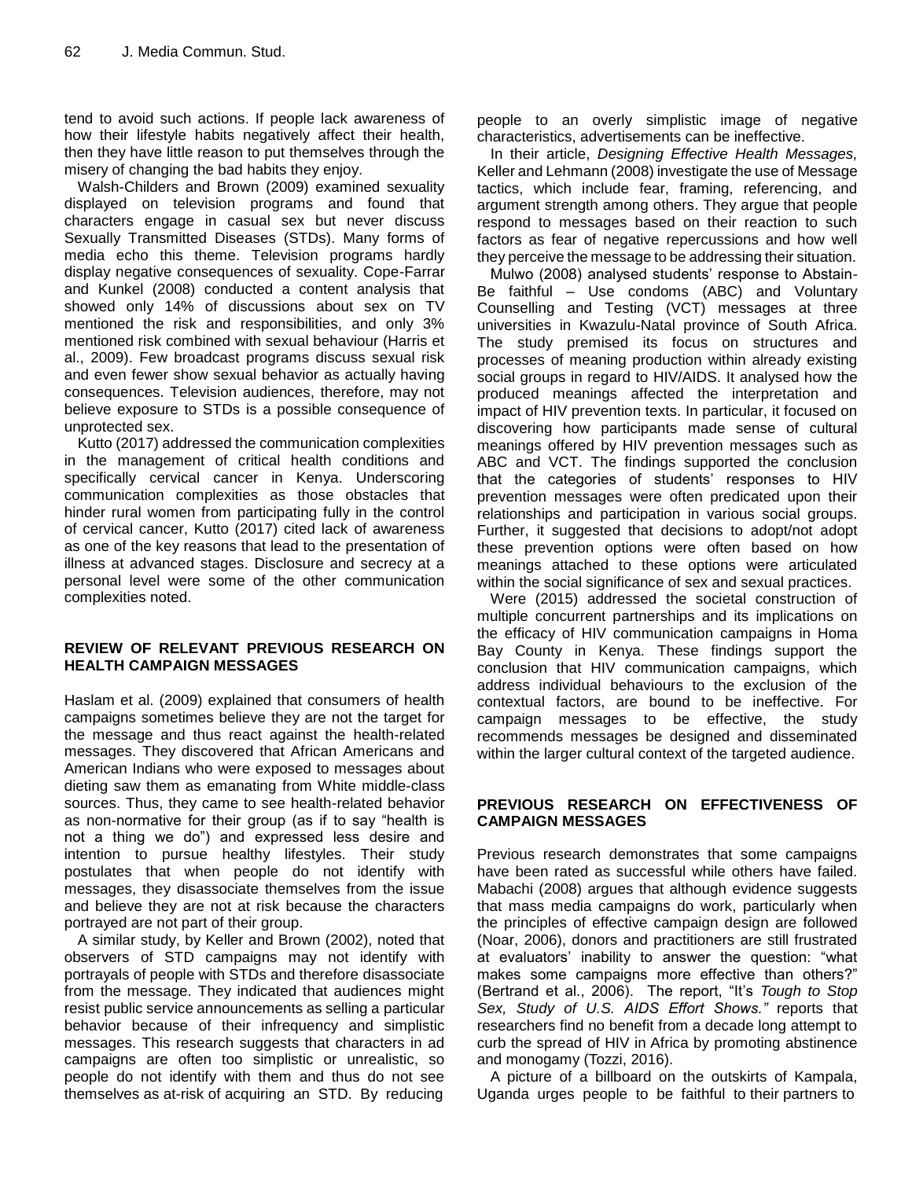tend to avoid such actions. If people lack awareness of how their lifestyle habits negatively affect their health, then they have little reason to put themselves through the misery of changing the bad habits they enjoy.

Walsh-Childers and Brown (2009) examined sexuality displayed on television programs and found that characters engage in casual sex but never discuss Sexually Transmitted Diseases (STDs). Many forms of media echo this theme. Television programs hardly display negative consequences of sexuality. Cope-Farrar and Kunkel (2008) conducted a content analysis that showed only 14% of discussions about sex on TV mentioned the risk and responsibilities, and only 3% mentioned risk combined with sexual behaviour (Harris et al., 2009). Few broadcast programs discuss sexual risk and even fewer show sexual behavior as actually having consequences. Television audiences, therefore, may not believe exposure to STDs is a possible consequence of unprotected sex.

Kutto (2017) addressed the communication complexities in the management of critical health conditions and specifically cervical cancer in Kenya. Underscoring communication complexities as those obstacles that hinder rural women from participating fully in the control of cervical cancer, Kutto (2017) cited lack of awareness as one of the key reasons that lead to the presentation of illness at advanced stages. Disclosure and secrecy at a personal level were some of the other communication complexities noted.

## REVIEW OF RELEVANT PREVIOUS RESEARCH ON HEALTH CAMPAIGN MESSAGES

Haslam et al. (2009) explained that consumers of health campaigns sometimes believe they are not the target for the message and thus react against the health-related messages. They discovered that African Americans and American Indians who were exposed to messages about dieting saw them as emanating from White middle-class sources. Thus, they came to see health-related behavior as non-normative for their group (as if to say "health is not a thing we do") and expressed less desire and intention to pursue healthy lifestyles. Their study postulates that when people do not identify with messages, they disassociate themselves from the issue and believe they are not at risk because the characters portrayed are not part of their group.

A similar study, by Keller and Brown (2002), noted that observers of STD campaigns may not identify with portrayals of people with STDs and therefore disassociate from the message. They indicated that audiences might resist public service announcements as selling a particular behavior because of their infrequency and simplistic messages. This research suggests that characters in ad campaigns are often too simplistic or unrealistic, so people do not identify with them and thus do not see themselves as at-risk of acquiring an STD. By reducing people to an overly simplistic image of negative characteristics, advertisements can be ineffective.

In their article, *Designing Effective Health Messages,* Keller and Lehmann (2008) investigate the use of Message tactics, which include fear, framing, referencing, and argument strength among others. They argue that people respond to messages based on their reaction to such factors as fear of negative repercussions and how well they perceive the message to be addressing their situation.

Mulwo (2008) analysed students' response to Abstain-Be faithful – Use condoms (ABC) and Voluntary Counselling and Testing (VCT) messages at three universities in Kwazulu-Natal province of South Africa. The study premised its focus on structures and processes of meaning production within already existing social groups in regard to HIV/AIDS. It analysed how the produced meanings affected the interpretation and impact of HIV prevention texts. In particular, it focused on discovering how participants made sense of cultural meanings offered by HIV prevention messages such as ABC and VCT. The findings supported the conclusion that the categories of students' responses to HIV prevention messages were often predicated upon their relationships and participation in various social groups. Further, it suggested that decisions to adopt/not adopt these prevention options were often based on how meanings attached to these options were articulated within the social significance of sex and sexual practices.

Were (2015) addressed the societal construction of multiple concurrent partnerships and its implications on the efficacy of HIV communication campaigns in Homa Bay County in Kenya. These findings support the conclusion that HIV communication campaigns, which address individual behaviours to the exclusion of the contextual factors, are bound to be ineffective. For campaign messages to be effective, the study recommends messages be designed and disseminated within the larger cultural context of the targeted audience.

## PREVIOUS RESEARCH ON EFFECTIVENESS OF CAMPAIGN MESSAGES

Previous research demonstrates that some campaigns have been rated as successful while others have failed. Mabachi (2008) argues that although evidence suggests that mass media campaigns do work, particularly when the principles of effective campaign design are followed (Noar, 2006), donors and practitioners are still frustrated at evaluators' inability to answer the question: "what makes some campaigns more effective than others?" (Bertrand et al., 2006). The report, "It's *Tough to Stop Sex, Study of U.S. AIDS Effort Shows."* reports that researchers find no benefit from a decade long attempt to curb the spread of HIV in Africa by promoting abstinence and monogamy (Tozzi, 2016).

A picture of a billboard on the outskirts of Kampala, Uganda urges people to be faithful to their partners to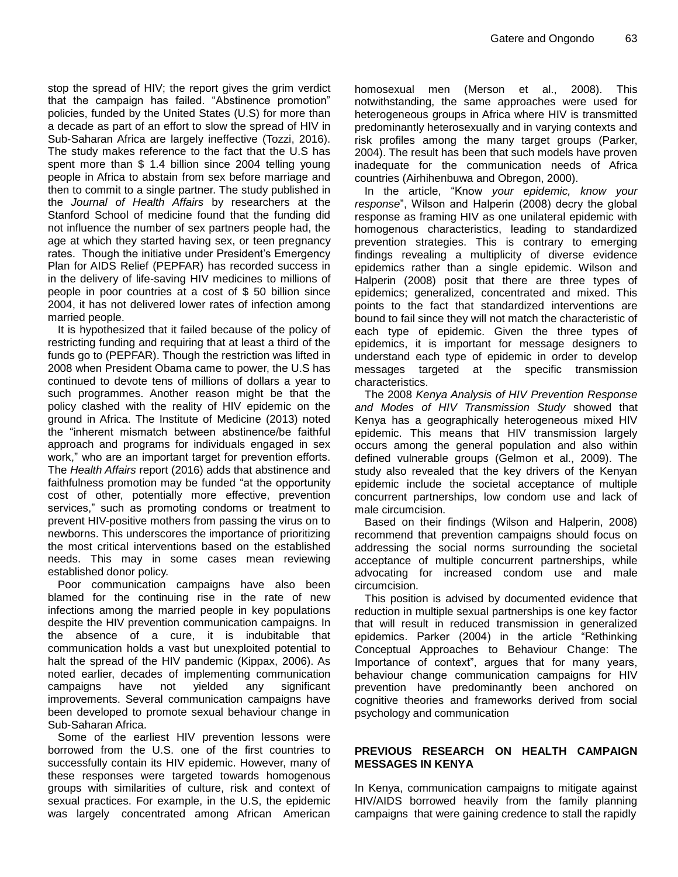stop the spread of HIV; the report gives the grim verdict that the campaign has failed. “Abstinence promotion” policies, funded by the United States (U.S) for more than a decade as part of an effort to slow the spread of HIV in Sub-Saharan Africa are largely ineffective (Tozzi, 2016). The study makes reference to the fact that the U.S has spent more than $ 1.4 billion since 2004 telling young people in Africa to abstain from sex before marriage and then to commit to a single partner. The study published in the *Journal of Health Affairs* by researchers at the Stanford School of medicine found that the funding did not influence the number of sex partners people had, the age at which they started having sex, or teen pregnancy rates. Though the initiative under President’s Emergency Plan for AIDS Relief (PEPFAR) has recorded success in in the delivery of life-saving HIV medicines to millions of people in poor countries at a cost of $ 50 billion since 2004, it has not delivered lower rates of infection among married people.

It is hypothesized that it failed because of the policy of restricting funding and requiring that at least a third of the funds go to (PEPFAR). Though the restriction was lifted in 2008 when President Obama came to power, the U.S has continued to devote tens of millions of dollars a year to such programmes. Another reason might be that the policy clashed with the reality of HIV epidemic on the ground in Africa. The Institute of Medicine (2013) noted the “inherent mismatch between abstinence/be faithful approach and programs for individuals engaged in sex work,” who are an important target for prevention efforts. The *Health Affairs* report (2016) adds that abstinence and faithfulness promotion may be funded “at the opportunity cost of other, potentially more effective, prevention services,” such as promoting condoms or treatment to prevent HIV-positive mothers from passing the virus on to newborns. This underscores the importance of prioritizing the most critical interventions based on the established needs. This may in some cases mean reviewing established donor policy.

Poor communication campaigns have also been blamed for the continuing rise in the rate of new infections among the married people in key populations despite the HIV prevention communication campaigns. In the absence of a cure, it is indubitable that communication holds a vast but unexploited potential to halt the spread of the HIV pandemic (Kippax, 2006). As noted earlier, decades of implementing communication campaigns have not yielded any significant improvements. Several communication campaigns have been developed to promote sexual behaviour change in Sub-Saharan Africa.

Some of the earliest HIV prevention lessons were borrowed from the U.S. one of the first countries to successfully contain its HIV epidemic. However, many of these responses were targeted towards homogenous groups with similarities of culture, risk and context of sexual practices. For example, in the U.S, the epidemic was largely concentrated among African American homosexual men (Merson et al., 2008). This notwithstanding, the same approaches were used for heterogeneous groups in Africa where HIV is transmitted predominantly heterosexually and in varying contexts and risk profiles among the many target groups (Parker, 2004). The result has been that such models have proven inadequate for the communication needs of Africa countries (Airhihenbuwa and Obregon, 2000).

In the article, “Know *your epidemic, know your response*”, Wilson and Halperin (2008) decry the global response as framing HIV as one unilateral epidemic with homogenous characteristics, leading to standardized prevention strategies. This is contrary to emerging findings revealing a multiplicity of diverse evidence epidemics rather than a single epidemic. Wilson and Halperin (2008) posit that there are three types of epidemics; generalized, concentrated and mixed. This points to the fact that standardized interventions are bound to fail since they will not match the characteristic of each type of epidemic. Given the three types of epidemics, it is important for message designers to understand each type of epidemic in order to develop messages targeted at the specific transmission characteristics.

The 2008 *Kenya Analysis of HIV Prevention Response and Modes of HIV Transmission Study* showed that Kenya has a geographically heterogeneous mixed HIV epidemic. This means that HIV transmission largely occurs among the general population and also within defined vulnerable groups (Gelmon et al., 2009). The study also revealed that the key drivers of the Kenyan epidemic include the societal acceptance of multiple concurrent partnerships, low condom use and lack of male circumcision.

Based on their findings (Wilson and Halperin, 2008) recommend that prevention campaigns should focus on addressing the social norms surrounding the societal acceptance of multiple concurrent partnerships, while advocating for increased condom use and male circumcision.

This position is advised by documented evidence that reduction in multiple sexual partnerships is one key factor that will result in reduced transmission in generalized epidemics. Parker (2004) in the article “Rethinking Conceptual Approaches to Behaviour Change: The Importance of context”, argues that for many years, behaviour change communication campaigns for HIV prevention have predominantly been anchored on cognitive theories and frameworks derived from social psychology and communication

## PREVIOUS RESEARCH ON HEALTH CAMPAIGN MESSAGES IN KENYA

In Kenya, communication campaigns to mitigate against HIV/AIDS borrowed heavily from the family planning campaigns that were gaining credence to stall the rapidly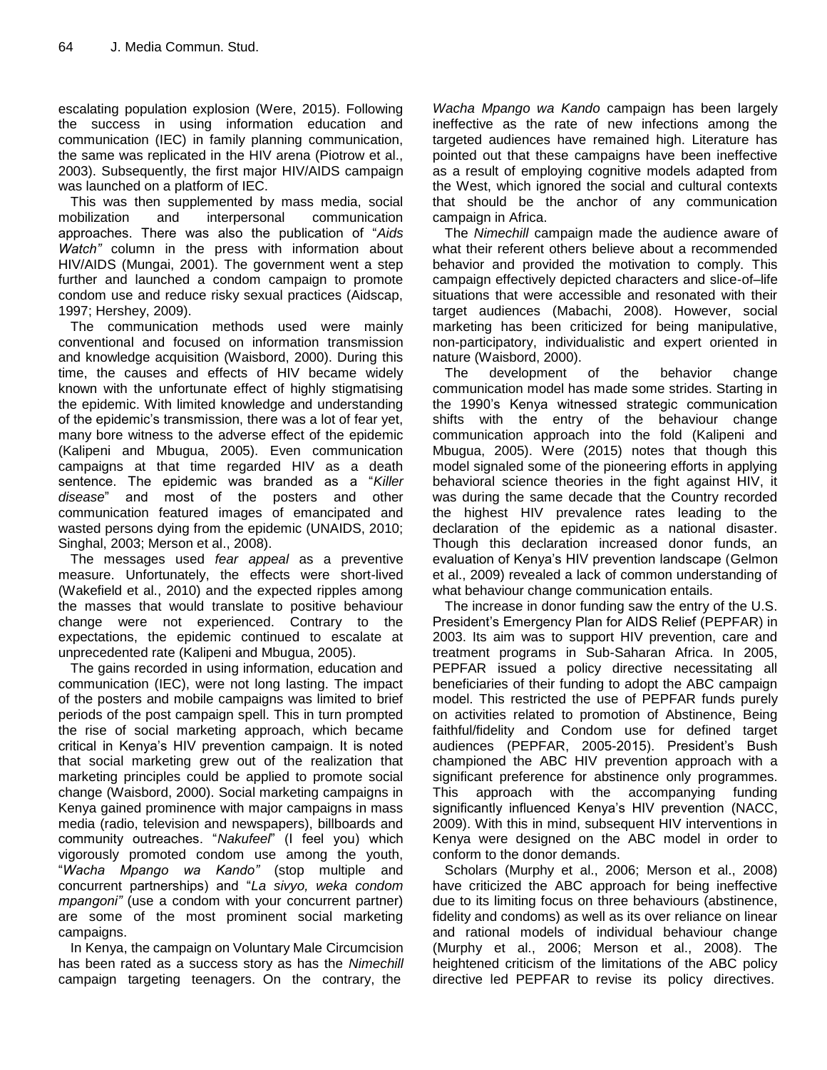escalating population explosion (Were, 2015). Following the success in using information education and communication (IEC) in family planning communication, the same was replicated in the HIV arena (Piotrow et al., 2003). Subsequently, the first major HIV/AIDS campaign was launched on a platform of IEC.

This was then supplemented by mass media, social mobilization and interpersonal communication approaches. There was also the publication of "*Aids Watch"* column in the press with information about HIV/AIDS (Mungai, 2001). The government went a step further and launched a condom campaign to promote condom use and reduce risky sexual practices (Aidscap, 1997; Hershey, 2009).

The communication methods used were mainly conventional and focused on information transmission and knowledge acquisition (Waisbord, 2000). During this time, the causes and effects of HIV became widely known with the unfortunate effect of highly stigmatising the epidemic. With limited knowledge and understanding of the epidemic's transmission, there was a lot of fear yet, many bore witness to the adverse effect of the epidemic (Kalipeni and Mbugua, 2005). Even communication campaigns at that time regarded HIV as a death sentence. The epidemic was branded as a "*Killer disease*" and most of the posters and other communication featured images of emancipated and wasted persons dying from the epidemic (UNAIDS, 2010; Singhal, 2003; Merson et al., 2008).

The messages used *fear appeal* as a preventive measure. Unfortunately, the effects were short-lived (Wakefield et al., 2010) and the expected ripples among the masses that would translate to positive behaviour change were not experienced. Contrary to the expectations, the epidemic continued to escalate at unprecedented rate (Kalipeni and Mbugua, 2005).

The gains recorded in using information, education and communication (IEC), were not long lasting. The impact of the posters and mobile campaigns was limited to brief periods of the post campaign spell. This in turn prompted the rise of social marketing approach, which became critical in Kenya's HIV prevention campaign. It is noted that social marketing grew out of the realization that marketing principles could be applied to promote social change (Waisbord, 2000). Social marketing campaigns in Kenya gained prominence with major campaigns in mass media (radio, television and newspapers), billboards and community outreaches. "*Nakufeel*" (I feel you) which vigorously promoted condom use among the youth, "*Wacha Mpango wa Kando"* (stop multiple and concurrent partnerships) and "*La sivyo, weka condom mpangoni"* (use a condom with your concurrent partner) are some of the most prominent social marketing campaigns.

In Kenya, the campaign on Voluntary Male Circumcision has been rated as a success story as has the *Nimechill* campaign targeting teenagers. On the contrary, the *Wacha Mpango wa Kando* campaign has been largely ineffective as the rate of new infections among the targeted audiences have remained high. Literature has pointed out that these campaigns have been ineffective as a result of employing cognitive models adapted from the West, which ignored the social and cultural contexts that should be the anchor of any communication campaign in Africa.

The *Nimechill* campaign made the audience aware of what their referent others believe about a recommended behavior and provided the motivation to comply. This campaign effectively depicted characters and slice-of–life situations that were accessible and resonated with their target audiences (Mabachi, 2008). However, social marketing has been criticized for being manipulative, non-participatory, individualistic and expert oriented in nature (Waisbord, 2000).

The development of the behavior change communication model has made some strides. Starting in the 1990's Kenya witnessed strategic communication shifts with the entry of the behaviour change communication approach into the fold (Kalipeni and Mbugua, 2005). Were (2015) notes that though this model signaled some of the pioneering efforts in applying behavioral science theories in the fight against HIV, it was during the same decade that the Country recorded the highest HIV prevalence rates leading to the declaration of the epidemic as a national disaster. Though this declaration increased donor funds, an evaluation of Kenya's HIV prevention landscape (Gelmon et al., 2009) revealed a lack of common understanding of what behaviour change communication entails.

The increase in donor funding saw the entry of the U.S. President's Emergency Plan for AIDS Relief (PEPFAR) in 2003. Its aim was to support HIV prevention, care and treatment programs in Sub-Saharan Africa. In 2005, PEPFAR issued a policy directive necessitating all beneficiaries of their funding to adopt the ABC campaign model. This restricted the use of PEPFAR funds purely on activities related to promotion of Abstinence, Being faithful/fidelity and Condom use for defined target audiences (PEPFAR, 2005-2015). President's Bush championed the ABC HIV prevention approach with a significant preference for abstinence only programmes. This approach with the accompanying funding significantly influenced Kenya's HIV prevention (NACC, 2009). With this in mind, subsequent HIV interventions in Kenya were designed on the ABC model in order to conform to the donor demands.

Scholars (Murphy et al., 2006; Merson et al., 2008) have criticized the ABC approach for being ineffective due to its limiting focus on three behaviours (abstinence, fidelity and condoms) as well as its over reliance on linear and rational models of individual behaviour change (Murphy et al., 2006; Merson et al., 2008). The heightened criticism of the limitations of the ABC policy directive led PEPFAR to revise its policy directives.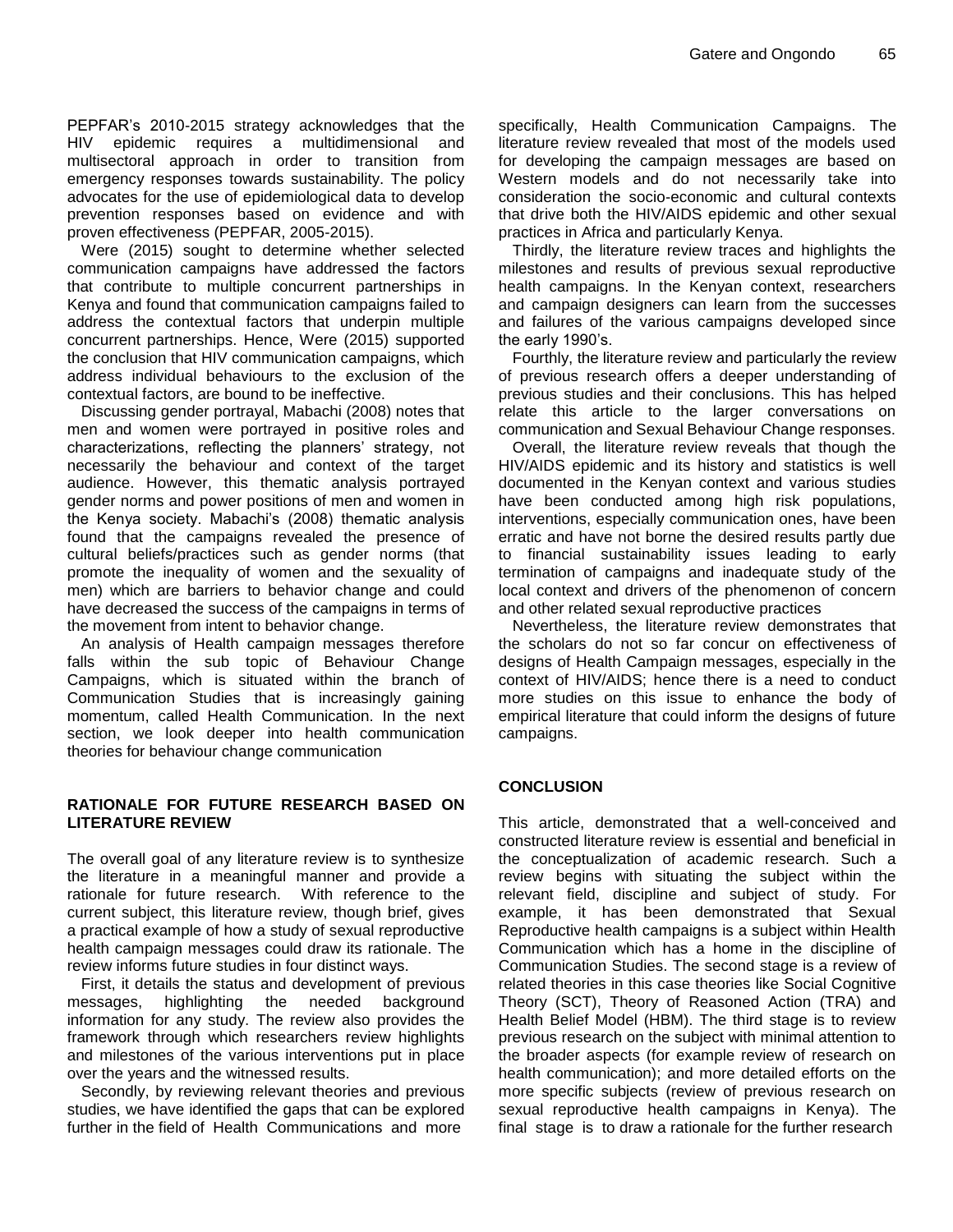PEPFAR's 2010-2015 strategy acknowledges that the HIV epidemic requires a multidimensional and multisectoral approach in order to transition from emergency responses towards sustainability. The policy advocates for the use of epidemiological data to develop prevention responses based on evidence and with proven effectiveness (PEPFAR, 2005-2015).

Were (2015) sought to determine whether selected communication campaigns have addressed the factors that contribute to multiple concurrent partnerships in Kenya and found that communication campaigns failed to address the contextual factors that underpin multiple concurrent partnerships. Hence, Were (2015) supported the conclusion that HIV communication campaigns, which address individual behaviours to the exclusion of the contextual factors, are bound to be ineffective.

Discussing gender portrayal, Mabachi (2008) notes that men and women were portrayed in positive roles and characterizations, reflecting the planners' strategy, not necessarily the behaviour and context of the target audience. However, this thematic analysis portrayed gender norms and power positions of men and women in the Kenya society. Mabachi's (2008) thematic analysis found that the campaigns revealed the presence of cultural beliefs/practices such as gender norms (that promote the inequality of women and the sexuality of men) which are barriers to behavior change and could have decreased the success of the campaigns in terms of the movement from intent to behavior change.

An analysis of Health campaign messages therefore falls within the sub topic of Behaviour Change Campaigns, which is situated within the branch of Communication Studies that is increasingly gaining momentum, called Health Communication. In the next section, we look deeper into health communication theories for behaviour change communication

## RATIONALE FOR FUTURE RESEARCH BASED ON LITERATURE REVIEW

The overall goal of any literature review is to synthesize the literature in a meaningful manner and provide a rationale for future research. With reference to the current subject, this literature review, though brief, gives a practical example of how a study of sexual reproductive health campaign messages could draw its rationale. The review informs future studies in four distinct ways.

First, it details the status and development of previous messages, highlighting the needed background information for any study. The review also provides the framework through which researchers review highlights and milestones of the various interventions put in place over the years and the witnessed results.

Secondly, by reviewing relevant theories and previous studies, we have identified the gaps that can be explored further in the field of Health Communications and more specifically, Health Communication Campaigns. The literature review revealed that most of the models used for developing the campaign messages are based on Western models and do not necessarily take into consideration the socio-economic and cultural contexts that drive both the HIV/AIDS epidemic and other sexual practices in Africa and particularly Kenya.

Thirdly, the literature review traces and highlights the milestones and results of previous sexual reproductive health campaigns. In the Kenyan context, researchers and campaign designers can learn from the successes and failures of the various campaigns developed since the early 1990's.

Fourthly, the literature review and particularly the review of previous research offers a deeper understanding of previous studies and their conclusions. This has helped relate this article to the larger conversations on communication and Sexual Behaviour Change responses.

Overall, the literature review reveals that though the HIV/AIDS epidemic and its history and statistics is well documented in the Kenyan context and various studies have been conducted among high risk populations, interventions, especially communication ones, have been erratic and have not borne the desired results partly due to financial sustainability issues leading to early termination of campaigns and inadequate study of the local context and drivers of the phenomenon of concern and other related sexual reproductive practices

Nevertheless, the literature review demonstrates that the scholars do not so far concur on effectiveness of designs of Health Campaign messages, especially in the context of HIV/AIDS; hence there is a need to conduct more studies on this issue to enhance the body of empirical literature that could inform the designs of future campaigns.

## CONCLUSION

This article, demonstrated that a well-conceived and constructed literature review is essential and beneficial in the conceptualization of academic research. Such a review begins with situating the subject within the relevant field, discipline and subject of study. For example, it has been demonstrated that Sexual Reproductive health campaigns is a subject within Health Communication which has a home in the discipline of Communication Studies. The second stage is a review of related theories in this case theories like Social Cognitive Theory (SCT), Theory of Reasoned Action (TRA) and Health Belief Model (HBM). The third stage is to review previous research on the subject with minimal attention to the broader aspects (for example review of research on health communication); and more detailed efforts on the more specific subjects (review of previous research on sexual reproductive health campaigns in Kenya). The final stage is to draw a rationale for the further research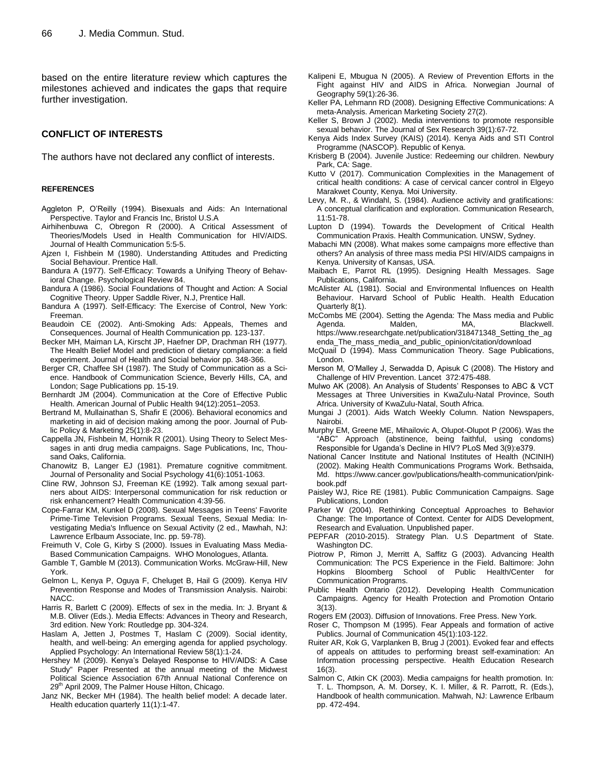based on the entire literature review which captures the milestones achieved and indicates the gaps that require further investigation.

## CONFLICT OF INTERESTS

The authors have not declared any conflict of interests.

### REFERENCES

Aggleton P, O'Reilly (1994). Bisexuals and Aids: An International Perspective. Taylor and Francis Inc, Bristol U.S.A

Airhihenbuwa C, Obregon R (2000). A Critical Assessment of Theories/Models Used in Health Communication for HIV/AIDS. Journal of Health Communication 5:5-5.

Ajzen I, Fishbein M (1980). Understanding Attitudes and Predicting Social Behaviour. Prentice Hall.

Bandura A (1977). Self-Efficacy: Towards a Unifying Theory of Behavioral Change. Psychological Review 84.

Bandura A (1986). Social Foundations of Thought and Action: A Social Cognitive Theory. Upper Saddle River, N.J, Prentice Hall.

Bandura A (1997). Self-Efficacy: The Exercise of Control, New York: Freeman.

Beaudoin CE (2002). Anti-Smoking Ads: Appeals, Themes and Consequences. Journal of Health Communication pp. 123-137.

Becker MH, Maiman LA, Kirscht JP, Haefner DP, Drachman RH (1977). The Health Belief Model and prediction of dietary compliance: a field experiment. Journal of Health and Social behavior pp. 348-366.

Berger CR, Chaffee SH (1987). The Study of Communication as a Science. Handbook of Communication Science, Beverly Hills, CA, and London; Sage Publications pp. 15-19.

Bernhardt JM (2004). Communication at the Core of Effective Public Health. American Journal of Public Health 94(12):2051–2053.

Bertrand M, Mullainathan S, Shafir E (2006). Behavioral economics and marketing in aid of decision making among the poor. Journal of Public Policy & Marketing 25(1):8-23.

Cappella JN, Fishbein M, Hornik R (2001). Using Theory to Select Messages in anti drug media campaigns. Sage Publications, Inc, Thousand Oaks, California.

Chanowitz B, Langer EJ (1981). Premature cognitive commitment. Journal of Personality and Social Psychology 41(6):1051-1063.

Cline RW, Johnson SJ, Freeman KE (1992). Talk among sexual partners about AIDS: Interpersonal communication for risk reduction or risk enhancement? Health Communication 4:39-56.

Cope-Farrar KM, Kunkel D (2008). Sexual Messages in Teens' Favorite Prime-Time Television Programs. Sexual Teens, Sexual Media: Investigating Media's Influence on Sexual Activity (2 ed., Mawhah, NJ: Lawrence Erlbaum Associate, Inc. pp. 59-78).

Freimuth V, Cole G, Kirby S (2000). Issues in Evaluating Mass Media-Based Communication Campaigns. WHO Monologues, Atlanta.

Gamble T, Gamble M (2013). Communication Works. McGraw-Hill, New York.

Gelmon L, Kenya P, Oguya F, Cheluget B, Hail G (2009). Kenya HIV Prevention Response and Modes of Transmission Analysis. Nairobi: NACC.

Harris R, Barlett C (2009). Effects of sex in the media. In: J. Bryant & M.B. Oliver (Eds.). Media Effects: Advances in Theory and Research, 3rd edition. New York: Routledge pp. 304-324.

Haslam A, Jetten J, Postmes T, Haslam C (2009). Social identity, health, and well-being: An emerging agenda for applied psychology. Applied Psychology: An International Review 58(1):1-24.

Hershey M (2009). Kenya's Delayed Response to HIV/AIDS: A Case Study" Paper Presented at the annual meeting of the Midwest Political Science Association 67th Annual National Conference on 29th April 2009, The Palmer House Hilton, Chicago.

Janz NK, Becker MH (1984). The health belief model: A decade later. Health education quarterly 11(1):1-47.

Kalipeni E, Mbugua N (2005). A Review of Prevention Efforts in the Fight against HIV and AIDS in Africa. Norwegian Journal of Geography 59(1):26-36.

Keller PA, Lehmann RD (2008). Designing Effective Communications: A meta-Analysis. American Marketing Society 27(2).

Keller S, Brown J (2002). Media interventions to promote responsible sexual behavior. The Journal of Sex Research 39(1):67-72.

Kenya Aids Index Survey (KAIS) (2014). Kenya Aids and STI Control Programme (NASCOP). Republic of Kenya.

Krisberg B (2004). Juvenile Justice: Redeeming our children. Newbury Park, CA: Sage.

Kutto V (2017). Communication Complexities in the Management of critical health conditions: A case of cervical cancer control in Elgeyo Marakwet County, Kenya. Moi University.

Levy, M. R., & Windahl, S. (1984). Audience activity and gratifications: A conceptual clarification and exploration. Communication Research, 11:51-78.

Lupton D (1994). Towards the Development of Critical Health Communication Praxis. Health Communication. UNSW, Sydney.

Mabachi MN (2008). What makes some campaigns more effective than others? An analysis of three mass media PSI HIV/AIDS campaigns in Kenya. University of Kansas, USA.

Maibach E, Parrot RL (1995). Designing Health Messages. Sage Publications, California.

McAlister AL (1981). Social and Environmental Influences on Health Behaviour. Harvard School of Public Health. Health Education Quarterly 8(1).

McCombs ME (2004). Setting the Agenda: The Mass media and Public Agenda. Malden, MA, Blackwell. https://www.researchgate.net/publication/318471348_Setting_the_agenda_The_mass_media_and_public_opinion/citation/download

McQuail D (1994). Mass Communication Theory. Sage Publications, London.

Merson M, O'Malley J, Serwadda D, Apisuk C (2008). The History and Challenge of HIV Prevention. Lancet 372:475-488.

Mulwo AK (2008). An Analysis of Students' Responses to ABC & VCT Messages at Three Universities in KwaZulu-Natal Province, South Africa. University of KwaZulu-Natal, South Africa.

Mungai J (2001). Aids Watch Weekly Column. Nation Newspapers, Nairobi.

Murphy EM, Greene ME, Mihailovic A, Olupot-Olupot P (2006). Was the "ABC" Approach (abstinence, being faithful, using condoms) Responsible for Uganda's Decline in HIV? PLoS Med 3(9):e379.

National Cancer Institute and National Institutes of Health (NCINIH) (2002). Making Health Communications Programs Work. Bethsaida, Md. https://www.cancer.gov/publications/health-communication/pink-book.pdf

Paisley WJ, Rice RE (1981). Public Communication Campaigns. Sage Publications, London

Parker W (2004). Rethinking Conceptual Approaches to Behavior Change: The Importance of Context. Center for AIDS Development, Research and Evaluation. Unpublished paper.

PEPFAR (2010-2015). Strategy Plan. U.S Department of State. Washington DC.

Piotrow P, Rimon J, Merritt A, Saffitz G (2003). Advancing Health Communication: The PCS Experience in the Field. Baltimore: John Hopkins Bloomberg School of Public Health/Center for Communication Programs.

Public Health Ontario (2012). Developing Health Communication Campaigns. Agency for Health Protection and Promotion Ontario 3(13).

Rogers EM (2003). Diffusion of Innovations. Free Press. New York.

Roser C, Thompson M (1995). Fear Appeals and formation of active Publics. Journal of Communication 45(1):103-122.

Ruiter AR, Kok G, Varplanken B, Brug J (2001). Evoked fear and effects of appeals on attitudes to performing breast self-examination: An Information processing perspective. Health Education Research 16(3).

Salmon C, Atkin CK (2003). Media campaigns for health promotion. In: T. L. Thompson, A. M. Dorsey, K. I. Miller, & R. Parrott, R. (Eds.), Handbook of health communication. Mahwah, NJ: Lawrence Erlbaum pp. 472-494.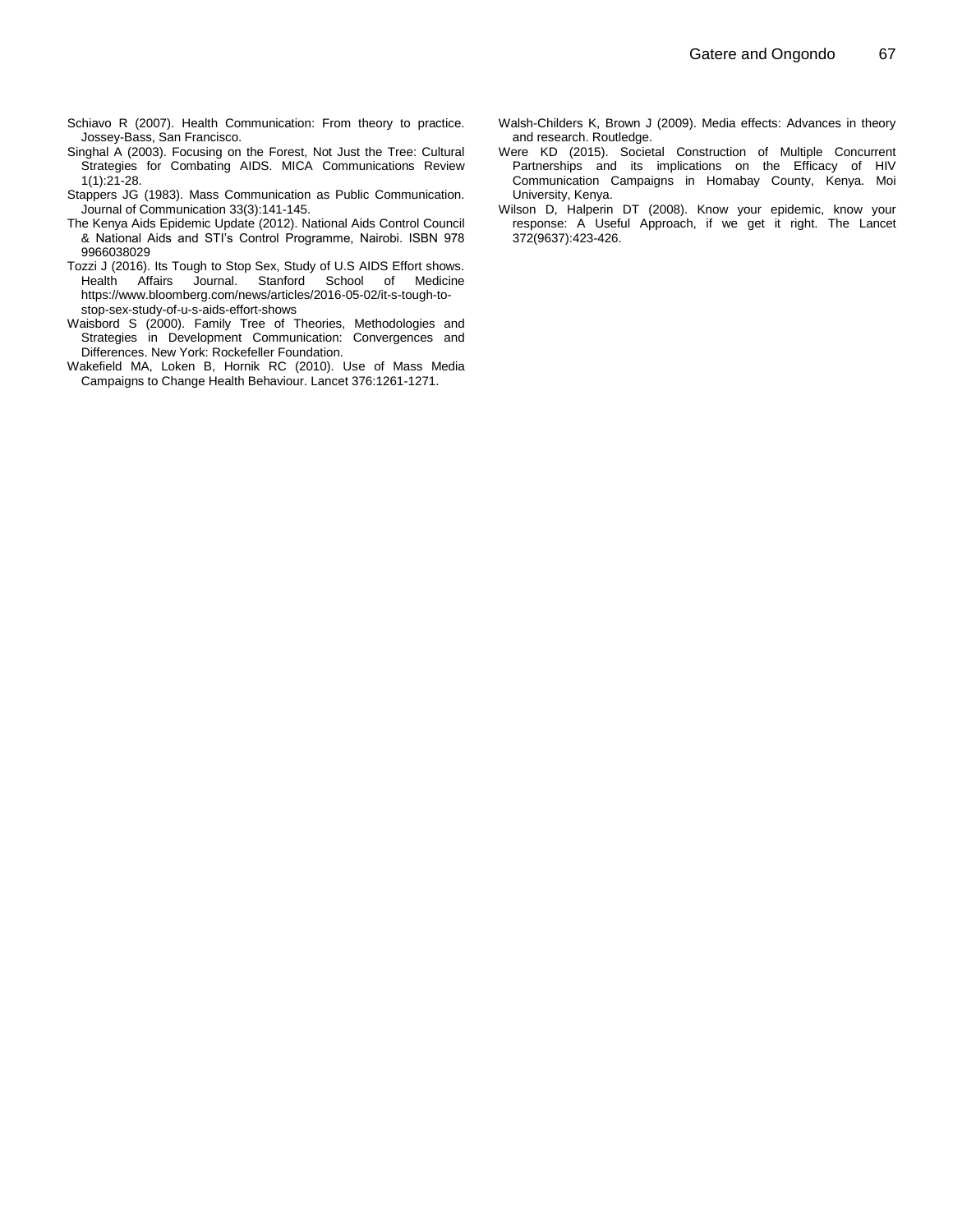Schiavo R (2007). Health Communication: From theory to practice. Jossey-Bass, San Francisco.

Singhal A (2003). Focusing on the Forest, Not Just the Tree: Cultural Strategies for Combating AIDS. MICA Communications Review 1(1):21-28.

Stappers JG (1983). Mass Communication as Public Communication. Journal of Communication 33(3):141-145.

The Kenya Aids Epidemic Update (2012). National Aids Control Council & National Aids and STI's Control Programme, Nairobi. ISBN 978 9966038029

Tozzi J (2016). Its Tough to Stop Sex, Study of U.S AIDS Effort shows. Health Affairs Journal. Stanford School of Medicine https://www.bloomberg.com/news/articles/2016-05-02/it-s-tough-to-stop-sex-study-of-u-s-aids-effort-shows

Waisbord S (2000). Family Tree of Theories, Methodologies and Strategies in Development Communication: Convergences and Differences. New York: Rockefeller Foundation.

Wakefield MA, Loken B, Hornik RC (2010). Use of Mass Media Campaigns to Change Health Behaviour. Lancet 376:1261-1271.

Walsh-Childers K, Brown J (2009). Media effects: Advances in theory and research. Routledge.

Were KD (2015). Societal Construction of Multiple Concurrent Partnerships and its implications on the Efficacy of HIV Communication Campaigns in Homabay County, Kenya. Moi University, Kenya.

Wilson D, Halperin DT (2008). Know your epidemic, know your response: A Useful Approach, if we get it right. The Lancet 372(9637):423-426.